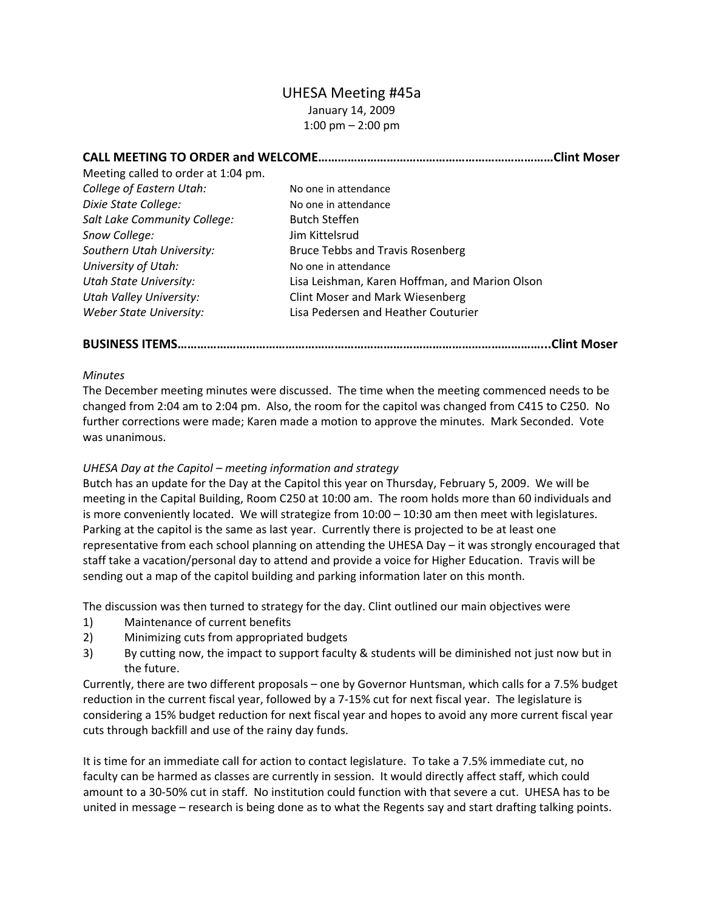# UHESA Meeting #45a

January 14, 2009
1:00 pm – 2:00 pm

## CALL MEETING TO ORDER and WELCOME……………………………………………………………Clint Moser

Meeting called to order at 1:04 pm.

| | |
|---|---|
| *College of Eastern Utah:* | No one in attendance |
| *Dixie State College:* | No one in attendance |
| *Salt Lake Community College:* | Butch Steffen |
| *Snow College:* | Jim Kittelsrud |
| *Southern Utah University:* | Bruce Tebbs and Travis Rosenberg |
| *University of Utah:* | No one in attendance |
| *Utah State University:* | Lisa Leishman, Karen Hoffman, and Marion Olson |
| *Utah Valley University:* | Clint Moser and Mark Wiesenberg |
| *Weber State University:* | Lisa Pedersen and Heather Couturier |

## BUSINESS ITEMS…………………………………………………………………………………………..Clint Moser

*Minutes*

The December meeting minutes were discussed. The time when the meeting commenced needs to be changed from 2:04 am to 2:04 pm. Also, the room for the capitol was changed from C415 to C250. No further corrections were made; Karen made a motion to approve the minutes. Mark Seconded. Vote was unanimous.

*UHESA Day at the Capitol – meeting information and strategy*

Butch has an update for the Day at the Capitol this year on Thursday, February 5, 2009. We will be meeting in the Capital Building, Room C250 at 10:00 am. The room holds more than 60 individuals and is more conveniently located. We will strategize from 10:00 – 10:30 am then meet with legislatures. Parking at the capitol is the same as last year. Currently there is projected to be at least one representative from each school planning on attending the UHESA Day – it was strongly encouraged that staff take a vacation/personal day to attend and provide a voice for Higher Education. Travis will be sending out a map of the capitol building and parking information later on this month.

The discussion was then turned to strategy for the day. Clint outlined our main objectives were

1) Maintenance of current benefits
2) Minimizing cuts from appropriated budgets
3) By cutting now, the impact to support faculty & students will be diminished not just now but in the future.

Currently, there are two different proposals – one by Governor Huntsman, which calls for a 7.5% budget reduction in the current fiscal year, followed by a 7-15% cut for next fiscal year. The legislature is considering a 15% budget reduction for next fiscal year and hopes to avoid any more current fiscal year cuts through backfill and use of the rainy day funds.

It is time for an immediate call for action to contact legislature. To take a 7.5% immediate cut, no faculty can be harmed as classes are currently in session. It would directly affect staff, which could amount to a 30-50% cut in staff. No institution could function with that severe a cut. UHESA has to be united in message – research is being done as to what the Regents say and start drafting talking points.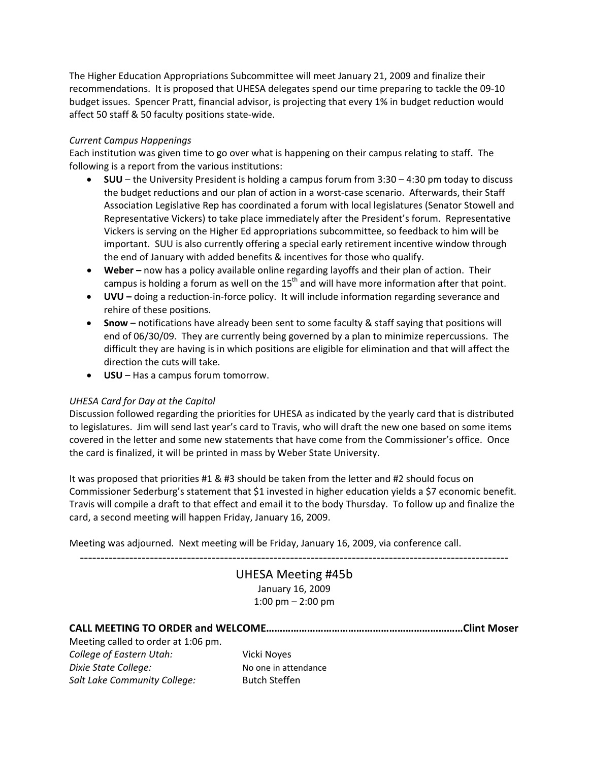The Higher Education Appropriations Subcommittee will meet January 21, 2009 and finalize their recommendations. It is proposed that UHESA delegates spend our time preparing to tackle the 09-10 budget issues. Spencer Pratt, financial advisor, is projecting that every 1% in budget reduction would affect 50 staff & 50 faculty positions state-wide.

*Current Campus Happenings*

Each institution was given time to go over what is happening on their campus relating to staff. The following is a report from the various institutions:

- **SUU** – the University President is holding a campus forum from 3:30 – 4:30 pm today to discuss the budget reductions and our plan of action in a worst-case scenario. Afterwards, their Staff Association Legislative Rep has coordinated a forum with local legislatures (Senator Stowell and Representative Vickers) to take place immediately after the President's forum. Representative Vickers is serving on the Higher Ed appropriations subcommittee, so feedback to him will be important. SUU is also currently offering a special early retirement incentive window through the end of January with added benefits & incentives for those who qualify.
- **Weber –** now has a policy available online regarding layoffs and their plan of action. Their campus is holding a forum as well on the 15th and will have more information after that point.
- **UVU –** doing a reduction-in-force policy. It will include information regarding severance and rehire of these positions.
- **Snow** – notifications have already been sent to some faculty & staff saying that positions will end of 06/30/09. They are currently being governed by a plan to minimize repercussions. The difficult they are having is in which positions are eligible for elimination and that will affect the direction the cuts will take.
- **USU** – Has a campus forum tomorrow.

*UHESA Card for Day at the Capitol*

Discussion followed regarding the priorities for UHESA as indicated by the yearly card that is distributed to legislatures. Jim will send last year's card to Travis, who will draft the new one based on some items covered in the letter and some new statements that have come from the Commissioner's office. Once the card is finalized, it will be printed in mass by Weber State University.

It was proposed that priorities #1 & #3 should be taken from the letter and #2 should focus on Commissioner Sederburg's statement that $1 invested in higher education yields a $7 economic benefit. Travis will compile a draft to that effect and email it to the body Thursday. To follow up and finalize the card, a second meeting will happen Friday, January 16, 2009.

Meeting was adjourned. Next meeting will be Friday, January 16, 2009, via conference call.

---

## UHESA Meeting #45b

January 16, 2009

1:00 pm – 2:00 pm

**CALL MEETING TO ORDER and WELCOME……………………………………………………………Clint Moser**

Meeting called to order at 1:06 pm.

*College of Eastern Utah:* Vicki Noyes

*Dixie State College:* No one in attendance

*Salt Lake Community College:* Butch Steffen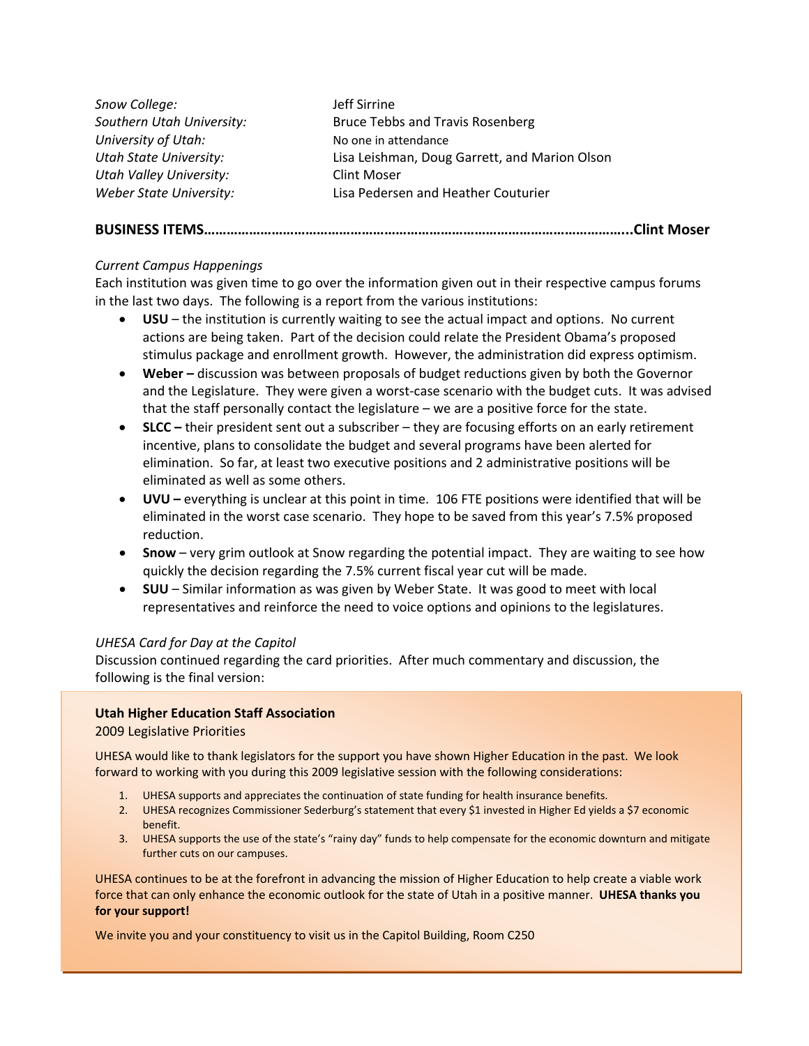| | |
|---|---|
| *Snow College:* | Jeff Sirrine |
| *Southern Utah University:* | Bruce Tebbs and Travis Rosenberg |
| *University of Utah:* | No one in attendance |
| *Utah State University:* | Lisa Leishman, Doug Garrett, and Marion Olson |
| *Utah Valley University:* | Clint Moser |
| *Weber State University:* | Lisa Pedersen and Heather Couturier |

**BUSINESS ITEMS……………………………………………………………………………………………………..Clint Moser**

*Current Campus Happenings*

Each institution was given time to go over the information given out in their respective campus forums in the last two days. The following is a report from the various institutions:

- **USU** – the institution is currently waiting to see the actual impact and options. No current actions are being taken. Part of the decision could relate the President Obama's proposed stimulus package and enrollment growth. However, the administration did express optimism.
- **Weber –** discussion was between proposals of budget reductions given by both the Governor and the Legislature. They were given a worst-case scenario with the budget cuts. It was advised that the staff personally contact the legislature – we are a positive force for the state.
- **SLCC –** their president sent out a subscriber – they are focusing efforts on an early retirement incentive, plans to consolidate the budget and several programs have been alerted for elimination. So far, at least two executive positions and 2 administrative positions will be eliminated as well as some others.
- **UVU –** everything is unclear at this point in time. 106 FTE positions were identified that will be eliminated in the worst case scenario. They hope to be saved from this year's 7.5% proposed reduction.
- **Snow** – very grim outlook at Snow regarding the potential impact. They are waiting to see how quickly the decision regarding the 7.5% current fiscal year cut will be made.
- **SUU** – Similar information as was given by Weber State. It was good to meet with local representatives and reinforce the need to voice options and opinions to the legislatures.

*UHESA Card for Day at the Capitol*

Discussion continued regarding the card priorities. After much commentary and discussion, the following is the final version:

**Utah Higher Education Staff Association**

2009 Legislative Priorities

UHESA would like to thank legislators for the support you have shown Higher Education in the past. We look forward to working with you during this 2009 legislative session with the following considerations:

1. UHESA supports and appreciates the continuation of state funding for health insurance benefits.
2. UHESA recognizes Commissioner Sederburg's statement that every $1 invested in Higher Ed yields a $7 economic benefit.
3. UHESA supports the use of the state's "rainy day" funds to help compensate for the economic downturn and mitigate further cuts on our campuses.

UHESA continues to be at the forefront in advancing the mission of Higher Education to help create a viable work force that can only enhance the economic outlook for the state of Utah in a positive manner. **UHESA thanks you for your support!**

We invite you and your constituency to visit us in the Capitol Building, Room C250